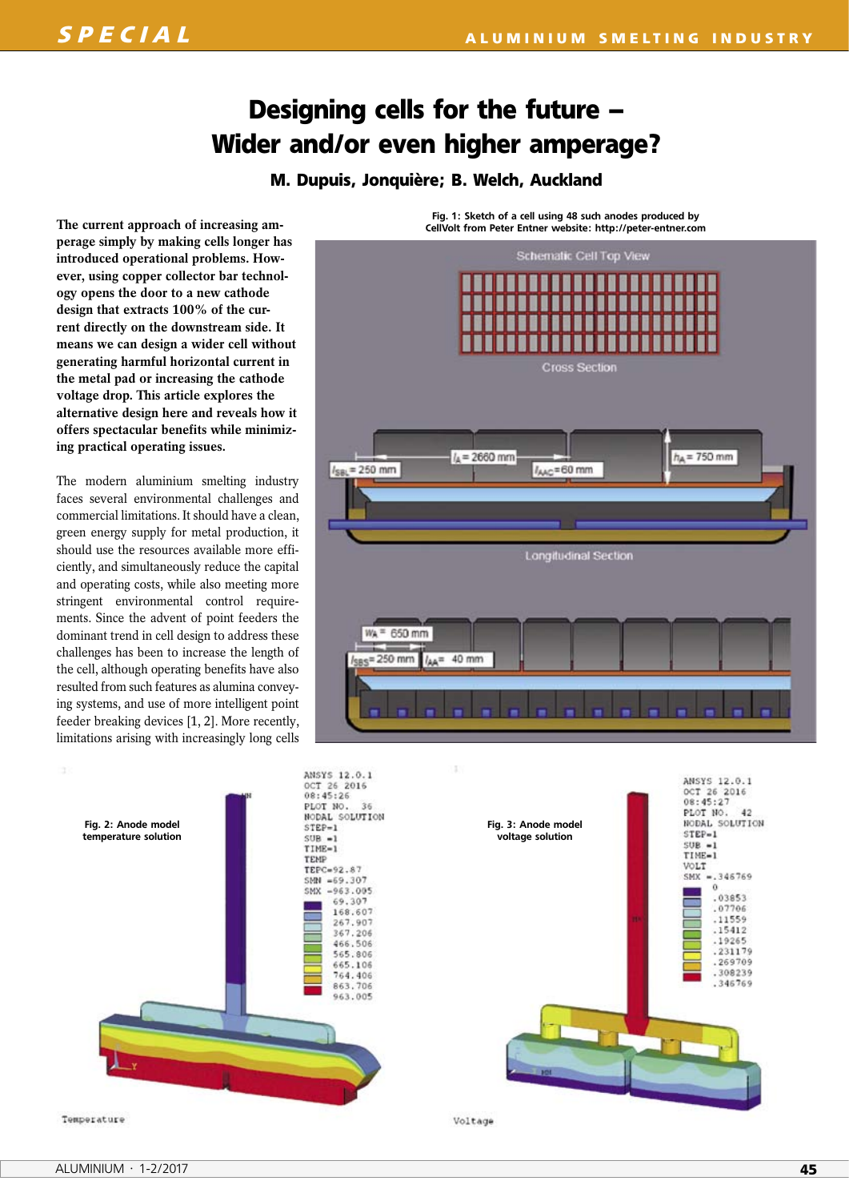# Designing cells for the future – Wider and/or even higher amperage?

**M. Dupuis, Jonquière; B. Welch, Auckland**

**The current approach of increasing amperage simply by making cells longer has introduced operational problems. However, using copper collector bar technology opens the door to a new cathode design that extracts 100% of the current directly on the downstream side. It means we can design a wider cell without generating harmful horizontal current in the metal pad or increasing the cathode voltage drop. This article explores the alternative design here and reveals how it offers spectacular benefits while minimizing practical operating issues.**

The modern aluminium smelting industry faces several environmental challenges and commercial limitations. It should have a clean, green energy supply for metal production, it should use the resources available more efficiently, and simultaneously reduce the capital and operating costs, while also meeting more stringent environmental control requirements. Since the advent of point feeders the dominant trend in cell design to address these challenges has been to increase the length of the cell, although operating benefits have also resulted from such features as alumina conveying systems, and use of more intelligent point feeder breaking devices [1, 2]. More recently, limitations arising with increasingly long cells

Fig. 1: Sketch of a cell using 48 such anodes produced by CellVolt from Peter Entner website: http://peter-entner.com

Fig. 2: Anode model temperature solution

Fig. 3: Anode model voltage solution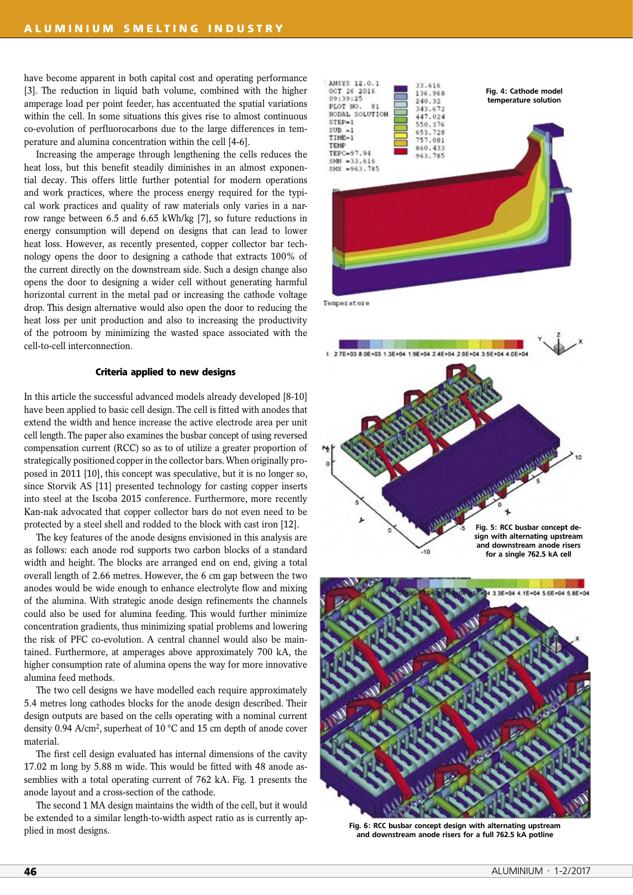have become apparent in both capital cost and operating performance [3]. The reduction in liquid bath volume, combined with the higher amperage load per point feeder, has accentuated the spatial variations within the cell. In some situations this gives rise to almost continuous co-evolution of perfluorocarbons due to the large differences in temperature and alumina concentration within the cell [4-6].

Increasing the amperage through lengthening the cells reduces the heat loss, but this benefit steadily diminishes in an almost exponential decay. This offers little further potential for modern operations and work practices, where the process energy required for the typical work practices and quality of raw materials only varies in a narrow range between 6.5 and 6.65 kWh/kg [7], so future reductions in energy consumption will depend on designs that can lead to lower heat loss. However, as recently presented, copper collector bar technology opens the door to designing a cathode that extracts 100% of the current directly on the downstream side. Such a design change also opens the door to designing a wider cell without generating harmful horizontal current in the metal pad or increasing the cathode voltage drop. This design alternative would also open the door to reducing the heat loss per unit production and also to increasing the productivity of the potroom by minimizing the wasted space associated with the cell-to-cell interconnection.

### Criteria applied to new designs

In this article the successful advanced models already developed [8-10] have been applied to basic cell design. The cell is fitted with anodes that extend the width and hence increase the active electrode area per unit cell length. The paper also examines the busbar concept of using reversed compensation current (RCC) so as to of utilize a greater proportion of strategically positioned copper in the collector bars. When originally proposed in 2011 [10], this concept was speculative, but it is no longer so, since Storvik AS [11] presented technology for casting copper inserts into steel at the Iscoba 2015 conference. Furthermore, more recently Kan-nak advocated that copper collector bars do not even need to be protected by a steel shell and rodded to the block with cast iron [12].

The key features of the anode designs envisioned in this analysis are as follows: each anode rod supports two carbon blocks of a standard width and height. The blocks are arranged end on end, giving a total overall length of 2.66 metres. However, the 6 cm gap between the two anodes would be wide enough to enhance electrolyte flow and mixing of the alumina. With strategic anode design refinements the channels could also be used for alumina feeding. This would further minimize concentration gradients, thus minimizing spatial problems and lowering the risk of PFC co-evolution. A central channel would also be maintained. Furthermore, at amperages above approximately 700 kA, the higher consumption rate of alumina opens the way for more innovative alumina feed methods.

The two cell designs we have modelled each require approximately 5.4 metres long cathodes blocks for the anode design described. Their design outputs are based on the cells operating with a nominal current density 0.94 A/cm$^2$, superheat of 10 °C and 15 cm depth of anode cover material.

The first cell design evaluated has internal dimensions of the cavity 17.02 m long by 5.88 m wide. This would be fitted with 48 anode assemblies with a total operating current of 762 kA. Fig. 1 presents the anode layout and a cross-section of the cathode.

The second 1 MA design maintains the width of the cell, but it would be extended to a similar length-to-width aspect ratio as is currently applied in most designs.

Fig. 4: Cathode model temperature solution

Fig. 5: RCC busbar concept design with alternating upstream and downstream anode risers for a single 762.5 kA cell

Fig. 6: RCC busbar concept design with alternating upstream and downstream anode risers for a full 762.5 kA potline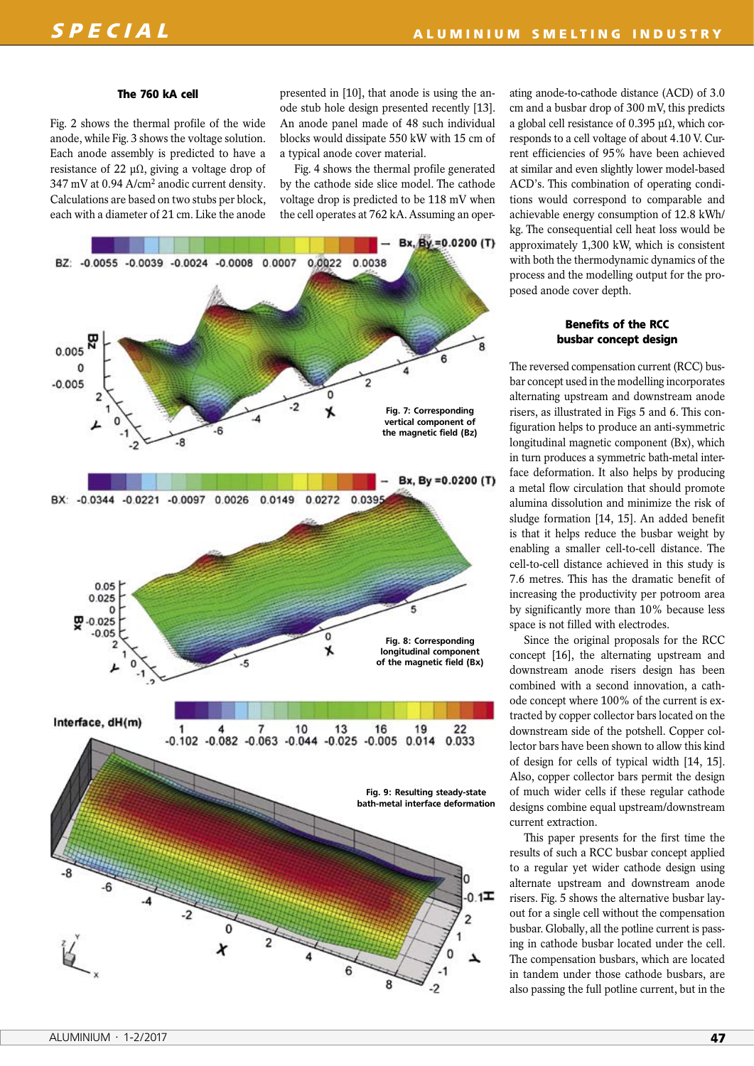### The 760 kA cell

Fig. 2 shows the thermal profile of the wide anode, while Fig. 3 shows the voltage solution. Each anode assembly is predicted to have a resistance of 22 μΩ, giving a voltage drop of 347 mV at 0.94 A/cm$^2$ anodic current density. Calculations are based on two stubs per block, each with a diameter of 21 cm. Like the anode presented in [10], that anode is using the anode stub hole design presented recently [13]. An anode panel made of 48 such individual blocks would dissipate 550 kW with 15 cm of a typical anode cover material.

Fig. 4 shows the thermal profile generated by the cathode side slice model. The cathode voltage drop is predicted to be 118 mV when the cell operates at 762 kA. Assuming an operating anode-to-cathode distance (ACD) of 3.0 cm and a busbar drop of 300 mV, this predicts a global cell resistance of 0.395 μΩ, which corresponds to a cell voltage of about 4.10 V. Current efficiencies of 95% have been achieved at similar and even slightly lower model-based ACD's. This combination of operating conditions would correspond to comparable and achievable energy consumption of 12.8 kWh/kg. The consequential cell heat loss would be approximately 1,300 kW, which is consistent with both the thermodynamic dynamics of the process and the modelling output for the proposed anode cover depth.

Fig. 7: Corresponding vertical component of the magnetic field (Bz)

Fig. 8: Corresponding longitudinal component of the magnetic field (Bx)

Fig. 9: Resulting steady-state bath-metal interface deformation

### Benefits of the RCC busbar concept design

The reversed compensation current (RCC) busbar concept used in the modelling incorporates alternating upstream and downstream anode risers, as illustrated in Figs 5 and 6. This configuration helps to produce an anti-symmetric longitudinal magnetic component (Bx), which in turn produces a symmetric bath-metal interface deformation. It also helps by producing a metal flow circulation that should promote alumina dissolution and minimize the risk of sludge formation [14, 15]. An added benefit is that it helps reduce the busbar weight by enabling a smaller cell-to-cell distance. The cell-to-cell distance achieved in this study is 7.6 metres. This has the dramatic benefit of increasing the productivity per potroom area by significantly more than 10% because less space is not filled with electrodes.

Since the original proposals for the RCC concept [16], the alternating upstream and downstream anode risers design has been combined with a second innovation, a cathode concept where 100% of the current is extracted by copper collector bars located on the downstream side of the potshell. Copper collector bars have been shown to allow this kind of design for cells of typical width [14, 15]. Also, copper collector bars permit the design of much wider cells if these regular cathode designs combine equal upstream/downstream current extraction.

This paper presents for the first time the results of such a RCC busbar concept applied to a regular yet wider cathode design using alternate upstream and downstream anode risers. Fig. 5 shows the alternative busbar layout for a single cell without the compensation busbar. Globally, all the potline current is passing in cathode busbar located under the cell. The compensation busbars, which are located in tandem under those cathode busbars, are also passing the full potline current, but in the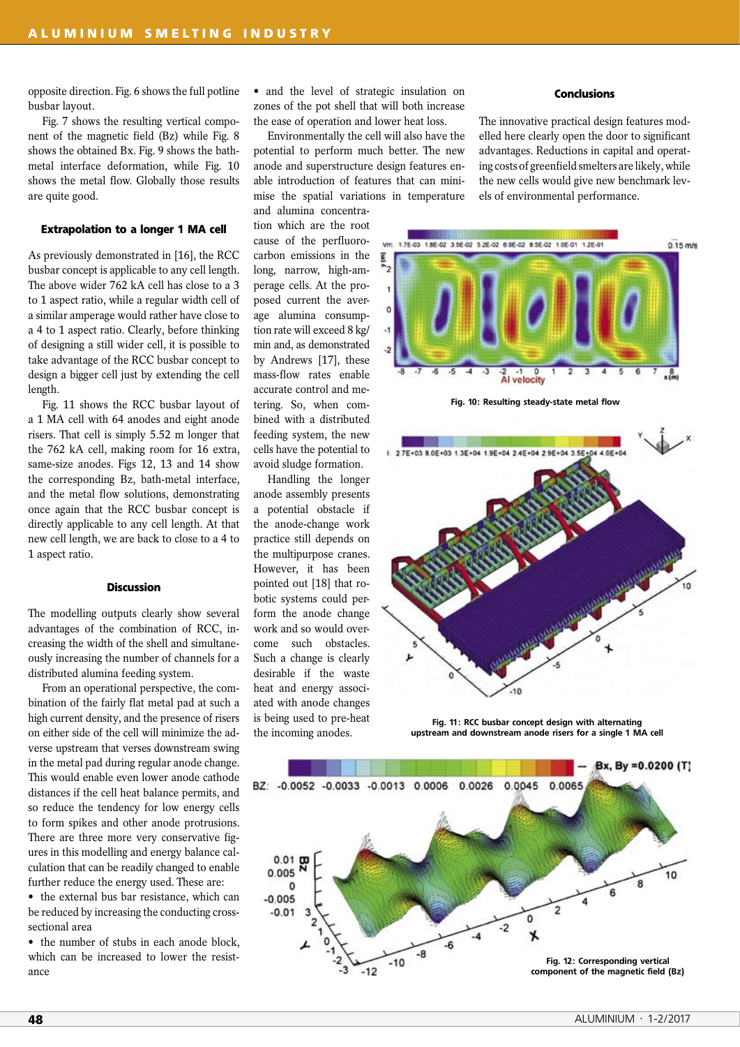opposite direction. Fig. 6 shows the full potline busbar layout.

Fig. 7 shows the resulting vertical component of the magnetic field (Bz) while Fig. 8 shows the obtained Bx. Fig. 9 shows the bath-metal interface deformation, while Fig. 10 shows the metal flow. Globally those results are quite good.

### Extrapolation to a longer 1 MA cell

As previously demonstrated in [16], the RCC busbar concept is applicable to any cell length. The above wider 762 kA cell has close to a 3 to 1 aspect ratio, while a regular width cell of a similar amperage would rather have close to a 4 to 1 aspect ratio. Clearly, before thinking of designing a still wider cell, it is possible to take advantage of the RCC busbar concept to design a bigger cell just by extending the cell length.

Fig. 11 shows the RCC busbar layout of a 1 MA cell with 64 anodes and eight anode risers. That cell is simply 5.52 m longer that the 762 kA cell, making room for 16 extra, same-size anodes. Figs 12, 13 and 14 show the corresponding Bz, bath-metal interface, and the metal flow solutions, demonstrating once again that the RCC busbar concept is directly applicable to any cell length. At that new cell length, we are back to close to a 4 to 1 aspect ratio.

### Discussion

The modelling outputs clearly show several advantages of the combination of RCC, increasing the width of the shell and simultaneously increasing the number of channels for a distributed alumina feeding system.

From an operational perspective, the combination of the fairly flat metal pad at such a high current density, and the presence of risers on either side of the cell will minimize the adverse upstream that verses downstream swing in the metal pad during regular anode change. This would enable even lower anode cathode distances if the cell heat balance permits, and so reduce the tendency for low energy cells to form spikes and other anode protrusions. There are three more very conservative figures in this modelling and energy balance calculation that can be readily changed to enable further reduce the energy used. These are:

- the external bus bar resistance, which can be reduced by increasing the conducting cross-sectional area
- the number of stubs in each anode block, which can be increased to lower the resistance
- and the level of strategic insulation on zones of the pot shell that will both increase the ease of operation and lower heat loss.

Environmentally the cell will also have the potential to perform much better. The new anode and superstructure design features enable introduction of features that can minimise the spatial variations in temperature and alumina concentration which are the root cause of the perfluorocarbon emissions in the long, narrow, high-amperage cells. At the proposed current the average alumina consumption rate will exceed 8 kg/min and, as demonstrated by Andrews [17], these mass-flow rates enable accurate control and metering. So, when combined with a distributed feeding system, the new cells have the potential to avoid sludge formation.

Handling the longer anode assembly presents a potential obstacle if the anode-change work practice still depends on the multipurpose cranes. However, it has been pointed out [18] that robotic systems could perform the anode change work and so would overcome such obstacles. Such a change is clearly desirable if the waste heat and energy associated with anode changes is being used to pre-heat the incoming anodes.

### Conclusions

The innovative practical design features modelled here clearly open the door to significant advantages. Reductions in capital and operating costs of greenfield smelters are likely, while the new cells would give new benchmark levels of environmental performance.

Fig. 10: Resulting steady-state metal flow

Fig. 11: RCC busbar concept design with alternating upstream and downstream anode risers for a single 1 MA cell

Fig. 12: Corresponding vertical component of the magnetic field (Bz)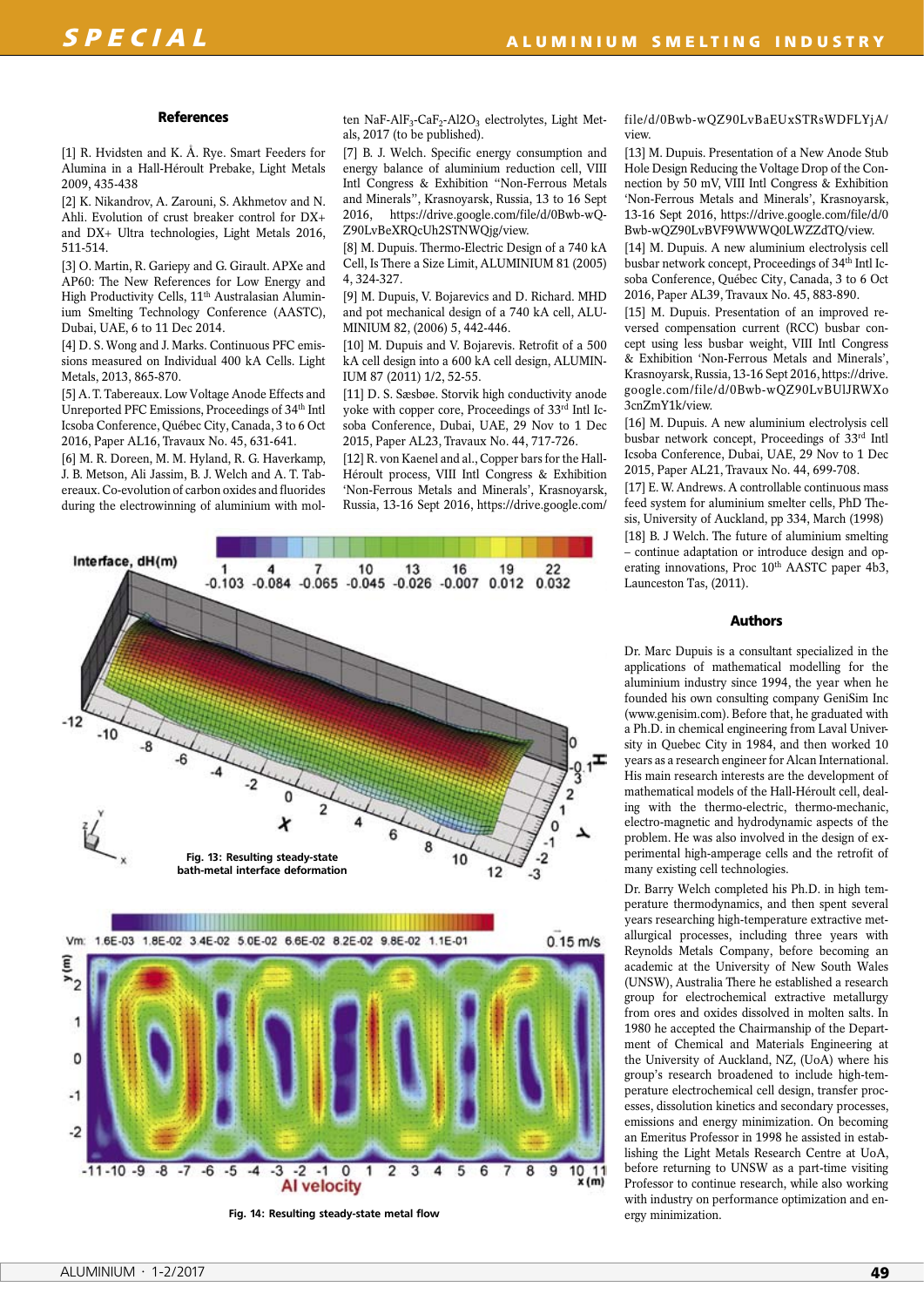### References

[1] R. Hvidsten and K. Å. Rye. Smart Feeders for Alumina in a Hall-Héroult Prebake, Light Metals 2009, 435-438

[2] K. Nikandrov, A. Zarouni, S. Akhmetov and N. Ahli. Evolution of crust breaker control for DX+ and DX+ Ultra technologies, Light Metals 2016, 511-514.

[3] O. Martin, R. Gariepy and G. Girault. APXe and AP60: The New References for Low Energy and High Productivity Cells, 11th Australasian Aluminium Smelting Technology Conference (AASTC), Dubai, UAE, 6 to 11 Dec 2014.

[4] D. S. Wong and J. Marks. Continuous PFC emissions measured on Individual 400 kA Cells. Light Metals, 2013, 865-870.

[5] A. T. Tabereaux. Low Voltage Anode Effects and Unreported PFC Emissions, Proceedings of 34th Intl Icsoba Conference, Québec City, Canada, 3 to 6 Oct 2016, Paper AL16, Travaux No. 45, 631-641.

[6] M. R. Doreen, M. M. Hyland, R. G. Haverkamp, J. B. Metson, Ali Jassim, B. J. Welch and A. T. Tabereaux. Co-evolution of carbon oxides and fluorides during the electrowinning of aluminium with molten NaF-$AlF_3$-$CaF_2$-Al2$O_3$ electrolytes, Light Metals, 2017 (to be published).

[7] B. J. Welch. Specific energy consumption and energy balance of aluminium reduction cell, VIII Intl Congress & Exhibition "Non-Ferrous Metals and Minerals", Krasnoyarsk, Russia, 13 to 16 Sept 2016, https://drive.google.com/file/d/0Bwb-wQZ90LvBeXRQcUh2STNWQjg/view.

[8] M. Dupuis. Thermo-Electric Design of a 740 kA Cell, Is There a Size Limit, ALUMINIUM 81 (2005) 4, 324-327.

[9] M. Dupuis, V. Bojarevics and D. Richard. MHD and pot mechanical design of a 740 kA cell, ALUMINIUM 82, (2006) 5, 442-446.

[10] M. Dupuis and V. Bojarevis. Retrofit of a 500 kA cell design into a 600 kA cell design, ALUMINIUM 87 (2011) 1/2, 52-55.

[11] D. S. Sæsbøe. Storvik high conductivity anode yoke with copper core, Proceedings of 33rd Intl Icsoba Conference, Dubai, UAE, 29 Nov to 1 Dec 2015, Paper AL23, Travaux No. 44, 717-726.

[12] R. von Kaenel and al., Copper bars for the Hall-Héroult process, VIII Intl Congress & Exhibition 'Non-Ferrous Metals and Minerals', Krasnoyarsk, Russia, 13-16 Sept 2016, https://drive.google.com/file/d/0Bwb-wQZ90LvBaEUxSTRsWDFLYjA/view.

[13] M. Dupuis. Presentation of a New Anode Stub Hole Design Reducing the Voltage Drop of the Connection by 50 mV, VIII Intl Congress & Exhibition 'Non-Ferrous Metals and Minerals', Krasnoyarsk, 13-16 Sept 2016, https://drive.google.com/file/d/0Bwb-wQZ90LvBVF9WWWQ0LWZZdTQ/view.

[14] M. Dupuis. A new aluminium electrolysis cell busbar network concept, Proceedings of 34th Intl Icsoba Conference, Québec City, Canada, 3 to 6 Oct 2016, Paper AL39, Travaux No. 45, 883-890.

[15] M. Dupuis. Presentation of an improved reversed compensation current (RCC) busbar concept using less busbar weight, VIII Intl Congress & Exhibition 'Non-Ferrous Metals and Minerals', Krasnoyarsk, Russia, 13-16 Sept 2016, https://drive.google.com/file/d/0Bwb-wQZ90LvBUlJRWXo3cnZmY1k/view.

[16] M. Dupuis. A new aluminium electrolysis cell busbar network concept, Proceedings of 33rd Intl Icsoba Conference, Dubai, UAE, 29 Nov to 1 Dec 2015, Paper AL21, Travaux No. 44, 699-708.

[17] E. W. Andrews. A controllable continuous mass feed system for aluminium smelter cells, PhD Thesis, University of Auckland, pp 334, March (1998)

[18] B. J Welch. The future of aluminium smelting – continue adaptation or introduce design and operating innovations, Proc 10th AASTC paper 4b3, Launceston Tas, (2011).

Interface, dH(m)
1 4 7 10 13 16 19 22
-0.103 -0.084 -0.065 -0.045 -0.026 -0.007 0.012 0.032

Fig. 13: Resulting steady-state bath-metal interface deformation

Vm: 1.6E-03 1.8E-02 3.4E-02 5.0E-02 6.6E-02 8.2E-02 9.8E-02 1.1E-01
0.15 m/s
Al velocity

Fig. 14: Resulting steady-state metal flow

### Authors

Dr. Marc Dupuis is a consultant specialized in the applications of mathematical modelling for the aluminium industry since 1994, the year when he founded his own consulting company GeniSim Inc (www.genisim.com). Before that, he graduated with a Ph.D. in chemical engineering from Laval University in Quebec City in 1984, and then worked 10 years as a research engineer for Alcan International. His main research interests are the development of mathematical models of the Hall-Héroult cell, dealing with the thermo-electric, thermo-mechanic, electro-magnetic and hydrodynamic aspects of the problem. He was also involved in the design of experimental high-amperage cells and the retrofit of many existing cell technologies.

Dr. Barry Welch completed his Ph.D. in high temperature thermodynamics, and then spent several years researching high-temperature extractive metallurgical processes, including three years with Reynolds Metals Company, before becoming an academic at the University of New South Wales (UNSW), Australia There he established a research group for electrochemical extractive metallurgy from ores and oxides dissolved in molten salts. In 1980 he accepted the Chairmanship of the Department of Chemical and Materials Engineering at the University of Auckland, NZ, (UoA) where his group's research broadened to include high-temperature electrochemical cell design, transfer processes, dissolution kinetics and secondary processes, emissions and energy minimization. On becoming an Emeritus Professor in 1998 he assisted in establishing the Light Metals Research Centre at UoA, before returning to UNSW as a part-time visiting Professor to continue research, while also working with industry on performance optimization and energy minimization.